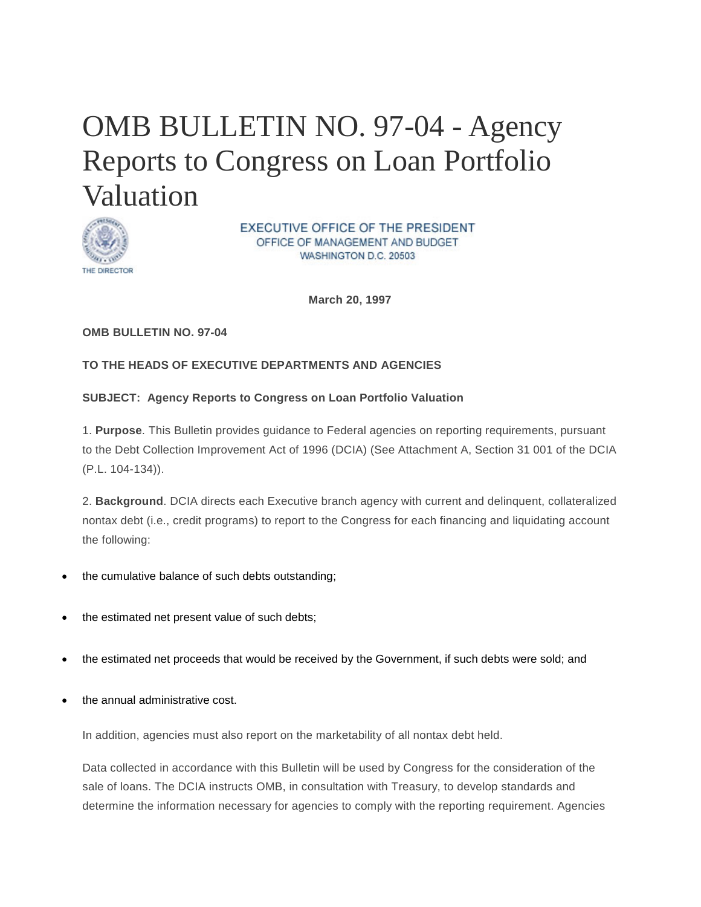# OMB BULLETIN NO. 97-04 - Agency Reports to Congress on Loan Portfolio Valuation

THE DIRECTOR

EXECUTIVE OFFICE OF THE PRESIDENT
OFFICE OF MANAGEMENT AND BUDGET
WASHINGTON D.C. 20503

**March 20, 1997**

**OMB BULLETIN NO. 97-04**

**TO THE HEADS OF EXECUTIVE DEPARTMENTS AND AGENCIES**

**SUBJECT: Agency Reports to Congress on Loan Portfolio Valuation**

1. **Purpose**. This Bulletin provides guidance to Federal agencies on reporting requirements, pursuant to the Debt Collection Improvement Act of 1996 (DCIA) (See Attachment A, Section 31 001 of the DCIA (P.L. 104-134)).

2. **Background**. DCIA directs each Executive branch agency with current and delinquent, collateralized nontax debt (i.e., credit programs) to report to the Congress for each financing and liquidating account the following:

- the cumulative balance of such debts outstanding;
- the estimated net present value of such debts;
- the estimated net proceeds that would be received by the Government, if such debts were sold; and
- the annual administrative cost.

In addition, agencies must also report on the marketability of all nontax debt held.

Data collected in accordance with this Bulletin will be used by Congress for the consideration of the sale of loans. The DCIA instructs OMB, in consultation with Treasury, to develop standards and determine the information necessary for agencies to comply with the reporting requirement. Agencies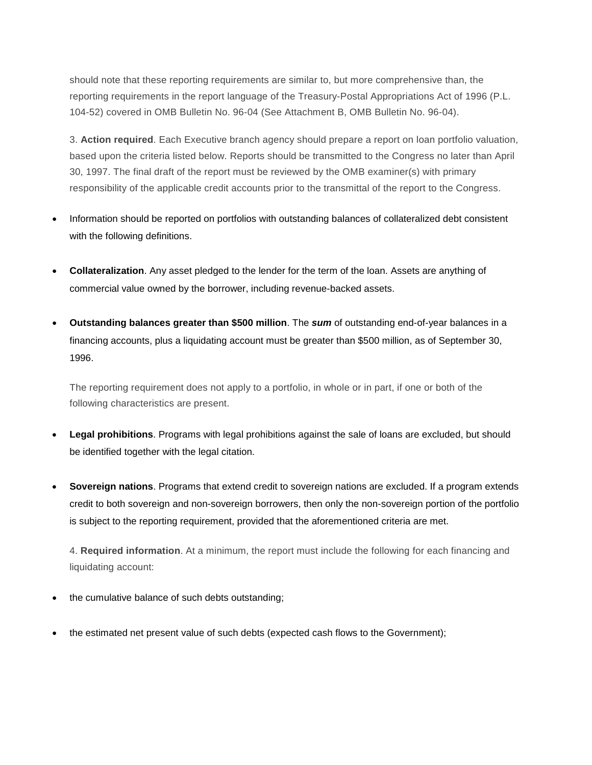should note that these reporting requirements are similar to, but more comprehensive than, the reporting requirements in the report language of the Treasury-Postal Appropriations Act of 1996 (P.L. 104-52) covered in OMB Bulletin No. 96-04 (See Attachment B, OMB Bulletin No. 96-04).

3. **Action required**. Each Executive branch agency should prepare a report on loan portfolio valuation, based upon the criteria listed below. Reports should be transmitted to the Congress no later than April 30, 1997. The final draft of the report must be reviewed by the OMB examiner(s) with primary responsibility of the applicable credit accounts prior to the transmittal of the report to the Congress.

- Information should be reported on portfolios with outstanding balances of collateralized debt consistent with the following definitions.
- **Collateralization**. Any asset pledged to the lender for the term of the loan. Assets are anything of commercial value owned by the borrower, including revenue-backed assets.
- **Outstanding balances greater than $500 million**. The ***sum*** of outstanding end-of-year balances in a financing accounts, plus a liquidating account must be greater than $500 million, as of September 30, 1996.

The reporting requirement does not apply to a portfolio, in whole or in part, if one or both of the following characteristics are present.

- **Legal prohibitions**. Programs with legal prohibitions against the sale of loans are excluded, but should be identified together with the legal citation.
- **Sovereign nations**. Programs that extend credit to sovereign nations are excluded. If a program extends credit to both sovereign and non-sovereign borrowers, then only the non-sovereign portion of the portfolio is subject to the reporting requirement, provided that the aforementioned criteria are met.

4. **Required information**. At a minimum, the report must include the following for each financing and liquidating account:

- the cumulative balance of such debts outstanding;
- the estimated net present value of such debts (expected cash flows to the Government);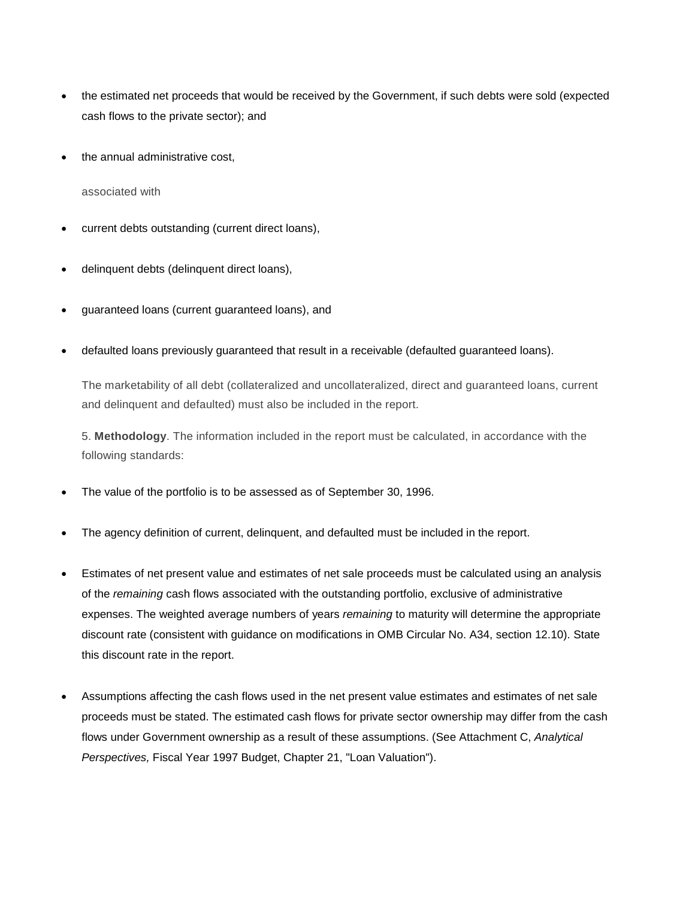- the estimated net proceeds that would be received by the Government, if such debts were sold (expected cash flows to the private sector); and
- the annual administrative cost,

  associated with

- current debts outstanding (current direct loans),
- delinquent debts (delinquent direct loans),
- guaranteed loans (current guaranteed loans), and
- defaulted loans previously guaranteed that result in a receivable (defaulted guaranteed loans).

  The marketability of all debt (collateralized and uncollateralized, direct and guaranteed loans, current and delinquent and defaulted) must also be included in the report.

  5. **Methodology**. The information included in the report must be calculated, in accordance with the following standards:

- The value of the portfolio is to be assessed as of September 30, 1996.
- The agency definition of current, delinquent, and defaulted must be included in the report.
- Estimates of net present value and estimates of net sale proceeds must be calculated using an analysis of the *remaining* cash flows associated with the outstanding portfolio, exclusive of administrative expenses. The weighted average numbers of years *remaining* to maturity will determine the appropriate discount rate (consistent with guidance on modifications in OMB Circular No. A34, section 12.10). State this discount rate in the report.
- Assumptions affecting the cash flows used in the net present value estimates and estimates of net sale proceeds must be stated. The estimated cash flows for private sector ownership may differ from the cash flows under Government ownership as a result of these assumptions. (See Attachment C, *Analytical Perspectives,* Fiscal Year 1997 Budget, Chapter 21, "Loan Valuation").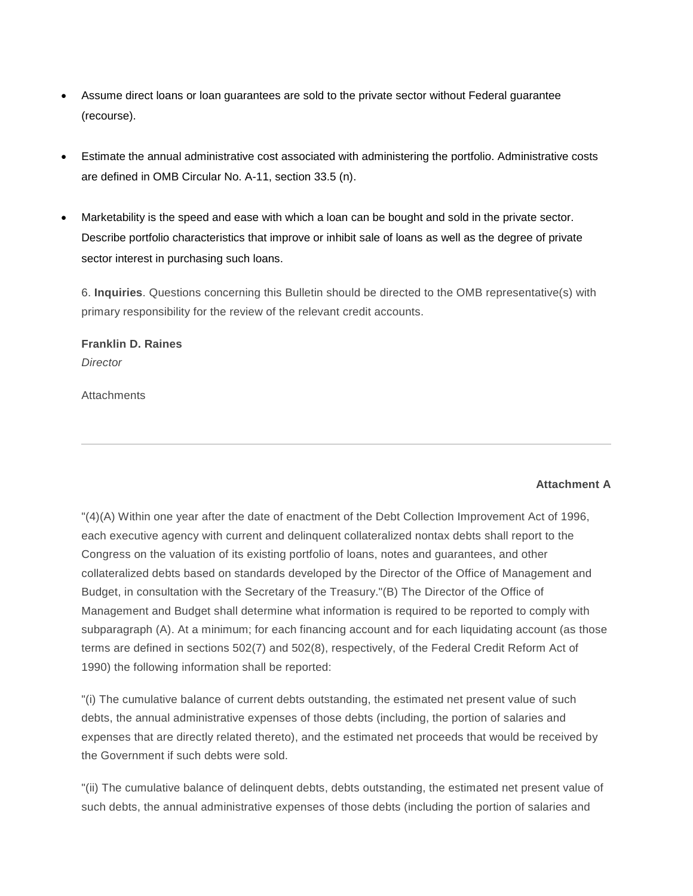- Assume direct loans or loan guarantees are sold to the private sector without Federal guarantee (recourse).
- Estimate the annual administrative cost associated with administering the portfolio. Administrative costs are defined in OMB Circular No. A-11, section 33.5 (n).
- Marketability is the speed and ease with which a loan can be bought and sold in the private sector. Describe portfolio characteristics that improve or inhibit sale of loans as well as the degree of private sector interest in purchasing such loans.

6. **Inquiries**. Questions concerning this Bulletin should be directed to the OMB representative(s) with primary responsibility for the review of the relevant credit accounts.

**Franklin D. Raines**
*Director*

Attachments

---

**Attachment A**

"(4)(A) Within one year after the date of enactment of the Debt Collection Improvement Act of 1996, each executive agency with current and delinquent collateralized nontax debts shall report to the Congress on the valuation of its existing portfolio of loans, notes and guarantees, and other collateralized debts based on standards developed by the Director of the Office of Management and Budget, in consultation with the Secretary of the Treasury."(B) The Director of the Office of Management and Budget shall determine what information is required to be reported to comply with subparagraph (A). At a minimum; for each financing account and for each liquidating account (as those terms are defined in sections 502(7) and 502(8), respectively, of the Federal Credit Reform Act of 1990) the following information shall be reported:

"(i) The cumulative balance of current debts outstanding, the estimated net present value of such debts, the annual administrative expenses of those debts (including, the portion of salaries and expenses that are directly related thereto), and the estimated net proceeds that would be received by the Government if such debts were sold.

"(ii) The cumulative balance of delinquent debts, debts outstanding, the estimated net present value of such debts, the annual administrative expenses of those debts (including the portion of salaries and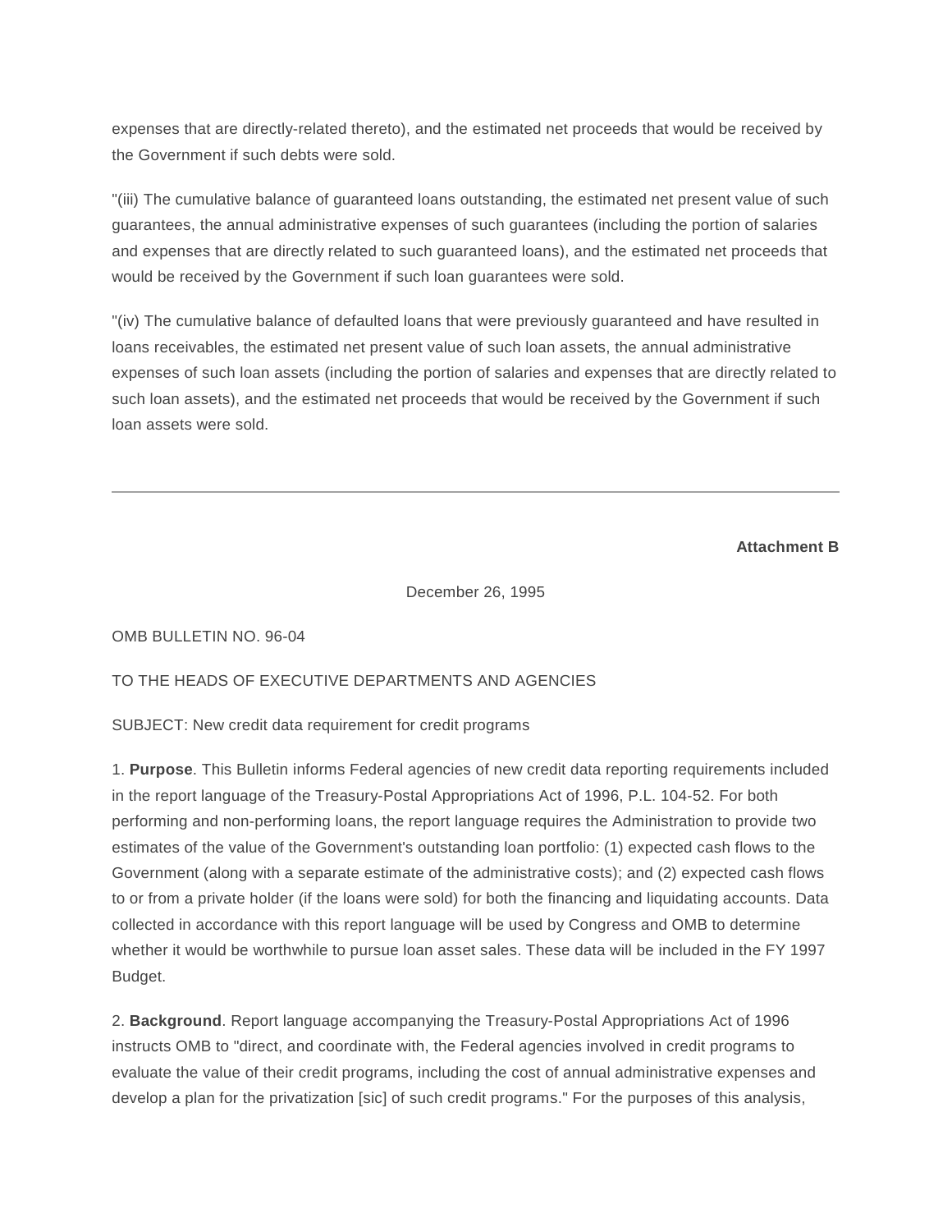expenses that are directly-related thereto), and the estimated net proceeds that would be received by the Government if such debts were sold.

"(iii) The cumulative balance of guaranteed loans outstanding, the estimated net present value of such guarantees, the annual administrative expenses of such guarantees (including the portion of salaries and expenses that are directly related to such guaranteed loans), and the estimated net proceeds that would be received by the Government if such loan guarantees were sold.

"(iv) The cumulative balance of defaulted loans that were previously guaranteed and have resulted in loans receivables, the estimated net present value of such loan assets, the annual administrative expenses of such loan assets (including the portion of salaries and expenses that are directly related to such loan assets), and the estimated net proceeds that would be received by the Government if such loan assets were sold.

---

**Attachment B**

December 26, 1995

OMB BULLETIN NO. 96-04

TO THE HEADS OF EXECUTIVE DEPARTMENTS AND AGENCIES

SUBJECT: New credit data requirement for credit programs

1. **Purpose**. This Bulletin informs Federal agencies of new credit data reporting requirements included in the report language of the Treasury-Postal Appropriations Act of 1996, P.L. 104-52. For both performing and non-performing loans, the report language requires the Administration to provide two estimates of the value of the Government's outstanding loan portfolio: (1) expected cash flows to the Government (along with a separate estimate of the administrative costs); and (2) expected cash flows to or from a private holder (if the loans were sold) for both the financing and liquidating accounts. Data collected in accordance with this report language will be used by Congress and OMB to determine whether it would be worthwhile to pursue loan asset sales. These data will be included in the FY 1997 Budget.

2. **Background**. Report language accompanying the Treasury-Postal Appropriations Act of 1996 instructs OMB to "direct, and coordinate with, the Federal agencies involved in credit programs to evaluate the value of their credit programs, including the cost of annual administrative expenses and develop a plan for the privatization [sic] of such credit programs." For the purposes of this analysis,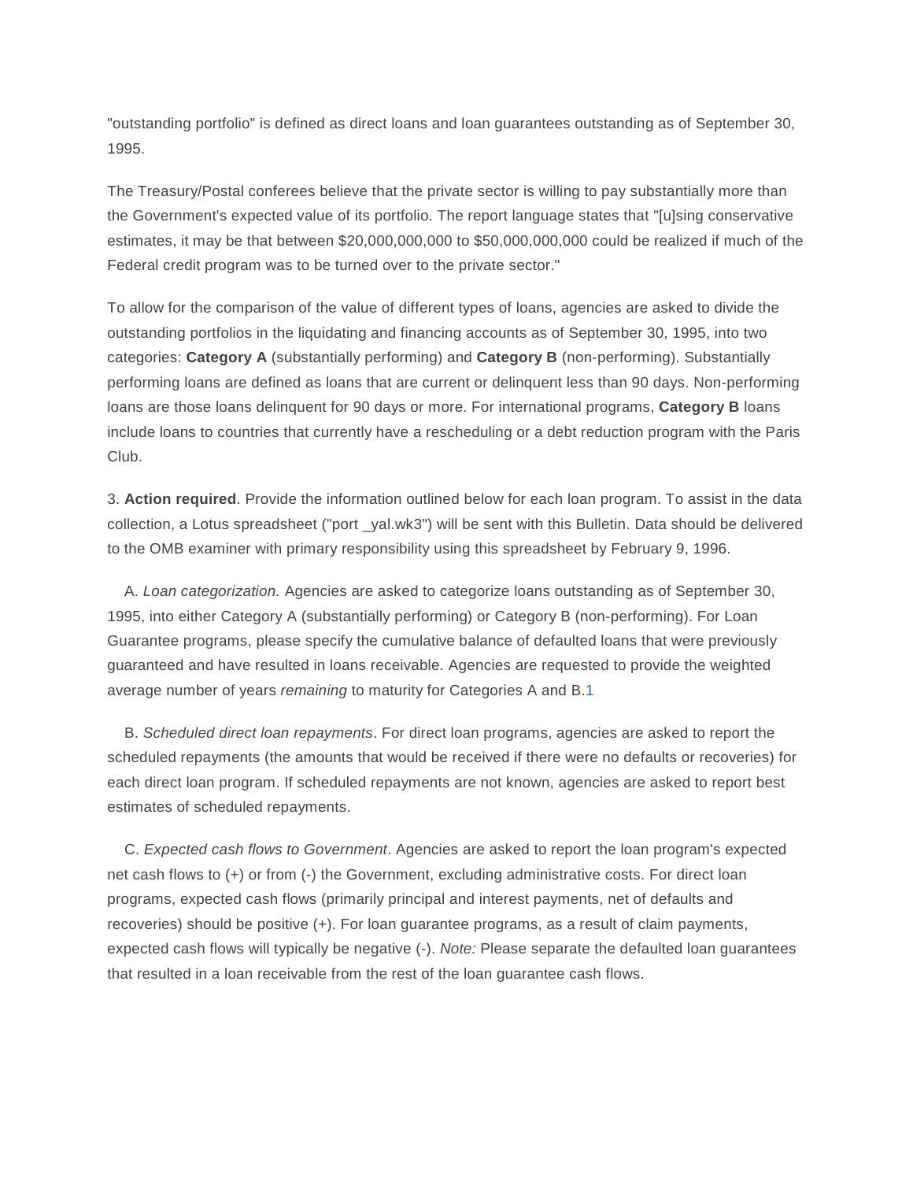"outstanding portfolio" is defined as direct loans and loan guarantees outstanding as of September 30, 1995.

The Treasury/Postal conferees believe that the private sector is willing to pay substantially more than the Government's expected value of its portfolio. The report language states that "[u]sing conservative estimates, it may be that between $20,000,000,000 to $50,000,000,000 could be realized if much of the Federal credit program was to be turned over to the private sector."

To allow for the comparison of the value of different types of loans, agencies are asked to divide the outstanding portfolios in the liquidating and financing accounts as of September 30, 1995, into two categories: **Category A** (substantially performing) and **Category B** (non-performing). Substantially performing loans are defined as loans that are current or delinquent less than 90 days. Non-performing loans are those loans delinquent for 90 days or more. For international programs, **Category B** loans include loans to countries that currently have a rescheduling or a debt reduction program with the Paris Club.

3. **Action required**. Provide the information outlined below for each loan program. To assist in the data collection, a Lotus spreadsheet ("port _yal.wk3") will be sent with this Bulletin. Data should be delivered to the OMB examiner with primary responsibility using this spreadsheet by February 9, 1996.

A. *Loan categorization.* Agencies are asked to categorize loans outstanding as of September 30, 1995, into either Category A (substantially performing) or Category B (non-performing). For Loan Guarantee programs, please specify the cumulative balance of defaulted loans that were previously guaranteed and have resulted in loans receivable. Agencies are requested to provide the weighted average number of years *remaining* to maturity for Categories A and B.[1]

B. *Scheduled direct loan repayments*. For direct loan programs, agencies are asked to report the scheduled repayments (the amounts that would be received if there were no defaults or recoveries) for each direct loan program. If scheduled repayments are not known, agencies are asked to report best estimates of scheduled repayments.

C. *Expected cash flows to Government*. Agencies are asked to report the loan program's expected net cash flows to (+) or from (-) the Government, excluding administrative costs. For direct loan programs, expected cash flows (primarily principal and interest payments, net of defaults and recoveries) should be positive (+). For loan guarantee programs, as a result of claim payments, expected cash flows will typically be negative (-). *Note:* Please separate the defaulted loan guarantees that resulted in a loan receivable from the rest of the loan guarantee cash flows.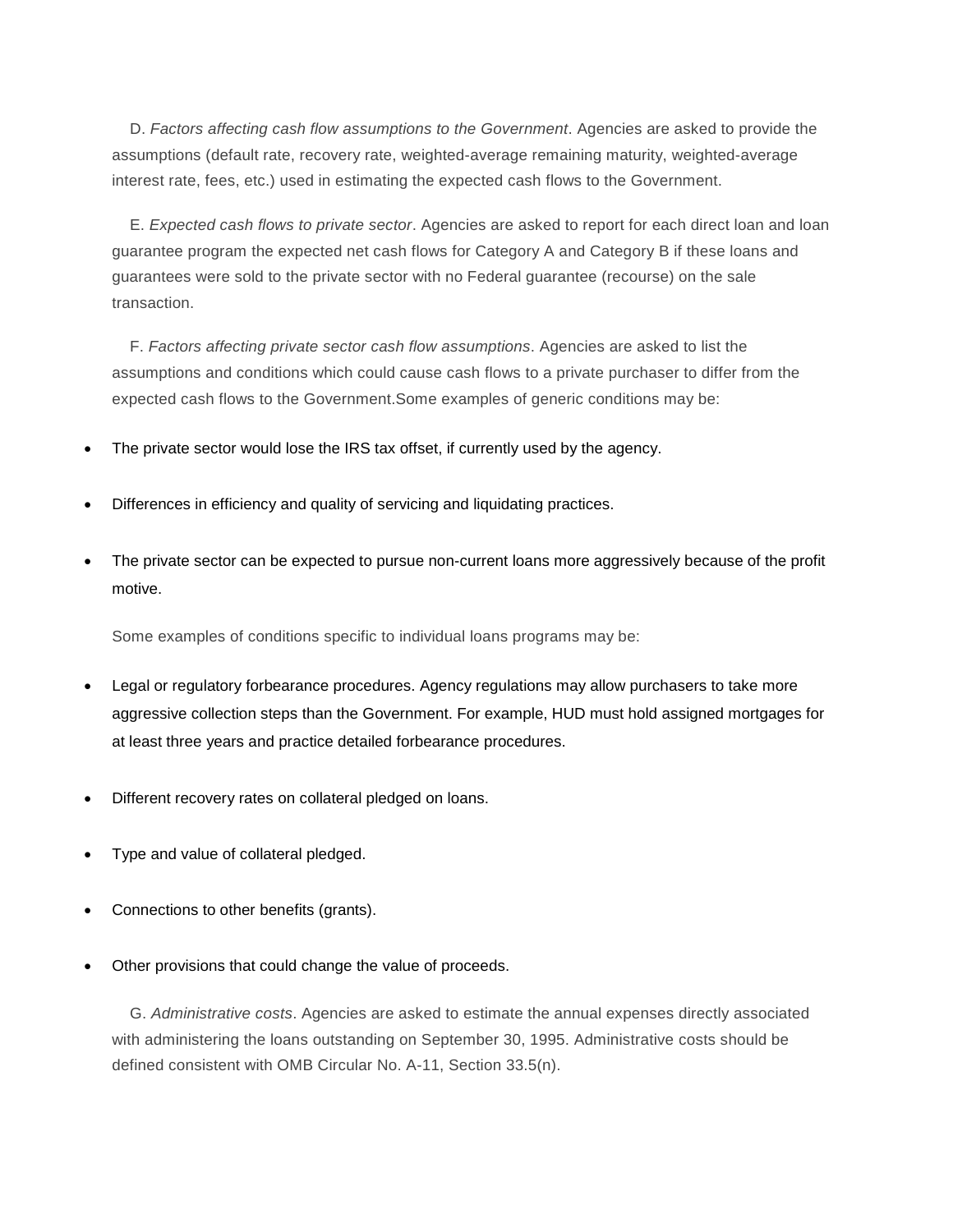D. *Factors affecting cash flow assumptions to the Government*. Agencies are asked to provide the assumptions (default rate, recovery rate, weighted-average remaining maturity, weighted-average interest rate, fees, etc.) used in estimating the expected cash flows to the Government.

E. *Expected cash flows to private sector*. Agencies are asked to report for each direct loan and loan guarantee program the expected net cash flows for Category A and Category B if these loans and guarantees were sold to the private sector with no Federal guarantee (recourse) on the sale transaction.

F. *Factors affecting private sector cash flow assumptions*. Agencies are asked to list the assumptions and conditions which could cause cash flows to a private purchaser to differ from the expected cash flows to the Government.Some examples of generic conditions may be:

- The private sector would lose the IRS tax offset, if currently used by the agency.
- Differences in efficiency and quality of servicing and liquidating practices.
- The private sector can be expected to pursue non-current loans more aggressively because of the profit motive.

Some examples of conditions specific to individual loans programs may be:

- Legal or regulatory forbearance procedures. Agency regulations may allow purchasers to take more aggressive collection steps than the Government. For example, HUD must hold assigned mortgages for at least three years and practice detailed forbearance procedures.
- Different recovery rates on collateral pledged on loans.
- Type and value of collateral pledged.
- Connections to other benefits (grants).
- Other provisions that could change the value of proceeds.

G. *Administrative costs*. Agencies are asked to estimate the annual expenses directly associated with administering the loans outstanding on September 30, 1995. Administrative costs should be defined consistent with OMB Circular No. A-11, Section 33.5(n).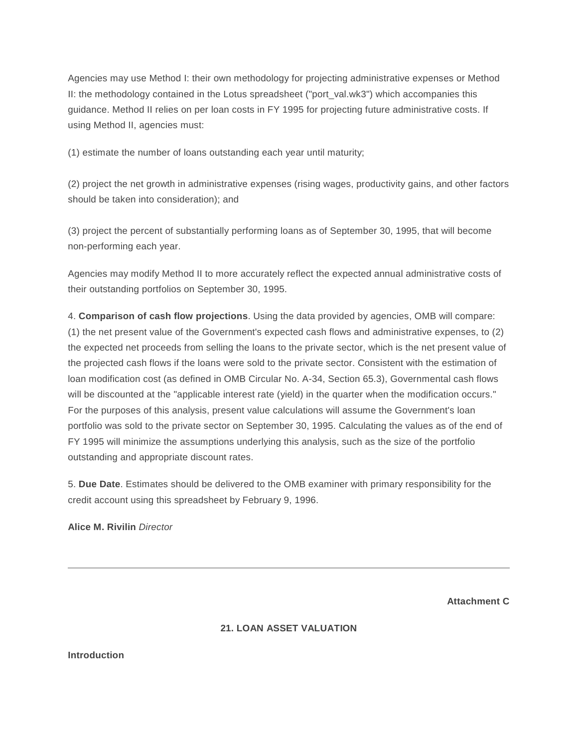Agencies may use Method I: their own methodology for projecting administrative expenses or Method II: the methodology contained in the Lotus spreadsheet ("port_val.wk3") which accompanies this guidance. Method II relies on per loan costs in FY 1995 for projecting future administrative costs. If using Method II, agencies must:

(1) estimate the number of loans outstanding each year until maturity;

(2) project the net growth in administrative expenses (rising wages, productivity gains, and other factors should be taken into consideration); and

(3) project the percent of substantially performing loans as of September 30, 1995, that will become non-performing each year.

Agencies may modify Method II to more accurately reflect the expected annual administrative costs of their outstanding portfolios on September 30, 1995.

4. **Comparison of cash flow projections**. Using the data provided by agencies, OMB will compare: (1) the net present value of the Government's expected cash flows and administrative expenses, to (2) the expected net proceeds from selling the loans to the private sector, which is the net present value of the projected cash flows if the loans were sold to the private sector. Consistent with the estimation of loan modification cost (as defined in OMB Circular No. A-34, Section 65.3), Governmental cash flows will be discounted at the "applicable interest rate (yield) in the quarter when the modification occurs." For the purposes of this analysis, present value calculations will assume the Government's loan portfolio was sold to the private sector on September 30, 1995. Calculating the values as of the end of FY 1995 will minimize the assumptions underlying this analysis, such as the size of the portfolio outstanding and appropriate discount rates.

5. **Due Date**. Estimates should be delivered to the OMB examiner with primary responsibility for the credit account using this spreadsheet by February 9, 1996.

**Alice M. Rivilin** *Director*

---

**Attachment C**

## 21. LOAN ASSET VALUATION

**Introduction**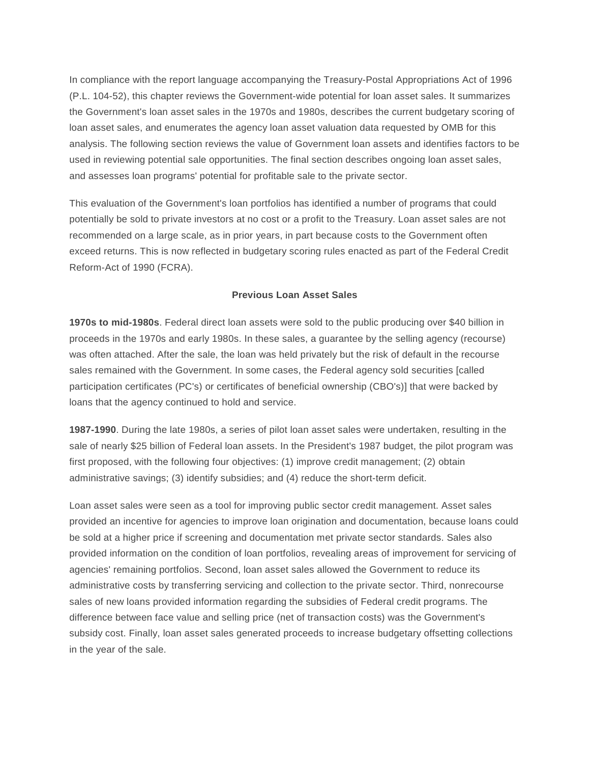In compliance with the report language accompanying the Treasury-Postal Appropriations Act of 1996 (P.L. 104-52), this chapter reviews the Government-wide potential for loan asset sales. It summarizes the Government's loan asset sales in the 1970s and 1980s, describes the current budgetary scoring of loan asset sales, and enumerates the agency loan asset valuation data requested by OMB for this analysis. The following section reviews the value of Government loan assets and identifies factors to be used in reviewing potential sale opportunities. The final section describes ongoing loan asset sales, and assesses loan programs' potential for profitable sale to the private sector.

This evaluation of the Government's loan portfolios has identified a number of programs that could potentially be sold to private investors at no cost or a profit to the Treasury. Loan asset sales are not recommended on a large scale, as in prior years, in part because costs to the Government often exceed returns. This is now reflected in budgetary scoring rules enacted as part of the Federal Credit Reform-Act of 1990 (FCRA).

### Previous Loan Asset Sales

**1970s to mid-1980s**. Federal direct loan assets were sold to the public producing over $40 billion in proceeds in the 1970s and early 1980s. In these sales, a guarantee by the selling agency (recourse) was often attached. After the sale, the loan was held privately but the risk of default in the recourse sales remained with the Government. In some cases, the Federal agency sold securities [called participation certificates (PC's) or certificates of beneficial ownership (CBO's)] that were backed by loans that the agency continued to hold and service.

**1987-1990**. During the late 1980s, a series of pilot loan asset sales were undertaken, resulting in the sale of nearly $25 billion of Federal loan assets. In the President's 1987 budget, the pilot program was first proposed, with the following four objectives: (1) improve credit management; (2) obtain administrative savings; (3) identify subsidies; and (4) reduce the short-term deficit.

Loan asset sales were seen as a tool for improving public sector credit management. Asset sales provided an incentive for agencies to improve loan origination and documentation, because loans could be sold at a higher price if screening and documentation met private sector standards. Sales also provided information on the condition of loan portfolios, revealing areas of improvement for servicing of agencies' remaining portfolios. Second, loan asset sales allowed the Government to reduce its administrative costs by transferring servicing and collection to the private sector. Third, nonrecourse sales of new loans provided information regarding the subsidies of Federal credit programs. The difference between face value and selling price (net of transaction costs) was the Government's subsidy cost. Finally, loan asset sales generated proceeds to increase budgetary offsetting collections in the year of the sale.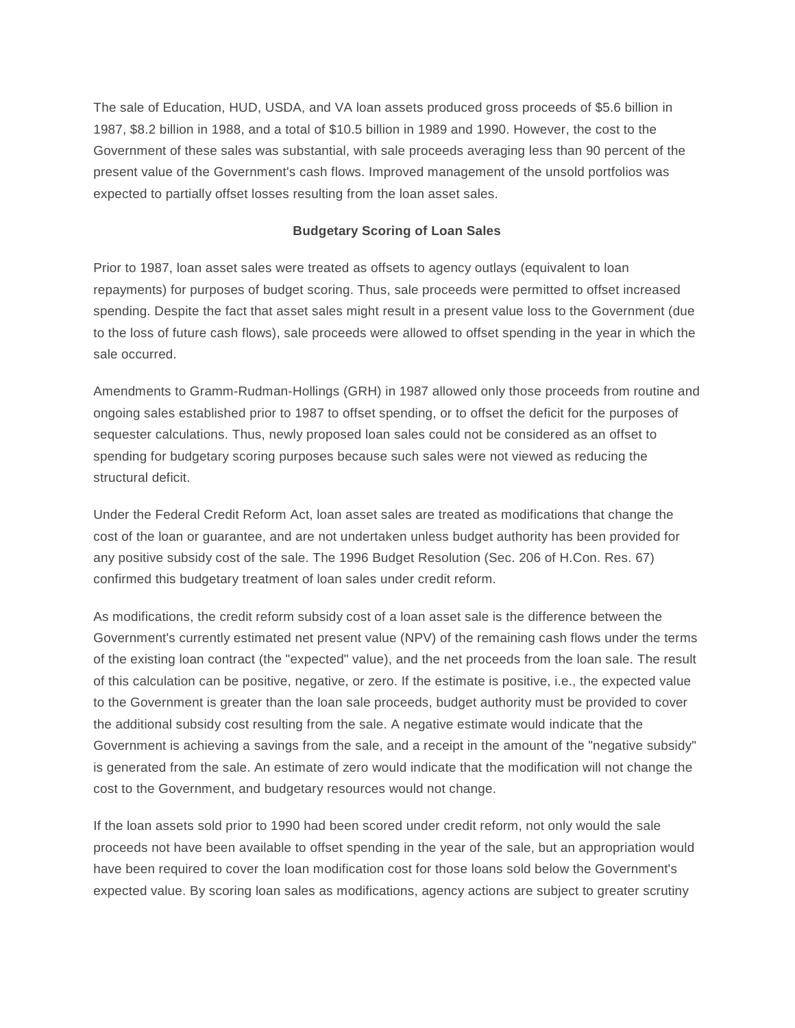The sale of Education, HUD, USDA, and VA loan assets produced gross proceeds of $5.6 billion in 1987, $8.2 billion in 1988, and a total of $10.5 billion in 1989 and 1990. However, the cost to the Government of these sales was substantial, with sale proceeds averaging less than 90 percent of the present value of the Government's cash flows. Improved management of the unsold portfolios was expected to partially offset losses resulting from the loan asset sales.

## Budgetary Scoring of Loan Sales

Prior to 1987, loan asset sales were treated as offsets to agency outlays (equivalent to loan repayments) for purposes of budget scoring. Thus, sale proceeds were permitted to offset increased spending. Despite the fact that asset sales might result in a present value loss to the Government (due to the loss of future cash flows), sale proceeds were allowed to offset spending in the year in which the sale occurred.

Amendments to Gramm-Rudman-Hollings (GRH) in 1987 allowed only those proceeds from routine and ongoing sales established prior to 1987 to offset spending, or to offset the deficit for the purposes of sequester calculations. Thus, newly proposed loan sales could not be considered as an offset to spending for budgetary scoring purposes because such sales were not viewed as reducing the structural deficit.

Under the Federal Credit Reform Act, loan asset sales are treated as modifications that change the cost of the loan or guarantee, and are not undertaken unless budget authority has been provided for any positive subsidy cost of the sale. The 1996 Budget Resolution (Sec. 206 of H.Con. Res. 67) confirmed this budgetary treatment of loan sales under credit reform.

As modifications, the credit reform subsidy cost of a loan asset sale is the difference between the Government's currently estimated net present value (NPV) of the remaining cash flows under the terms of the existing loan contract (the "expected" value), and the net proceeds from the loan sale. The result of this calculation can be positive, negative, or zero. If the estimate is positive, i.e., the expected value to the Government is greater than the loan sale proceeds, budget authority must be provided to cover the additional subsidy cost resulting from the sale. A negative estimate would indicate that the Government is achieving a savings from the sale, and a receipt in the amount of the "negative subsidy" is generated from the sale. An estimate of zero would indicate that the modification will not change the cost to the Government, and budgetary resources would not change.

If the loan assets sold prior to 1990 had been scored under credit reform, not only would the sale proceeds not have been available to offset spending in the year of the sale, but an appropriation would have been required to cover the loan modification cost for those loans sold below the Government's expected value. By scoring loan sales as modifications, agency actions are subject to greater scrutiny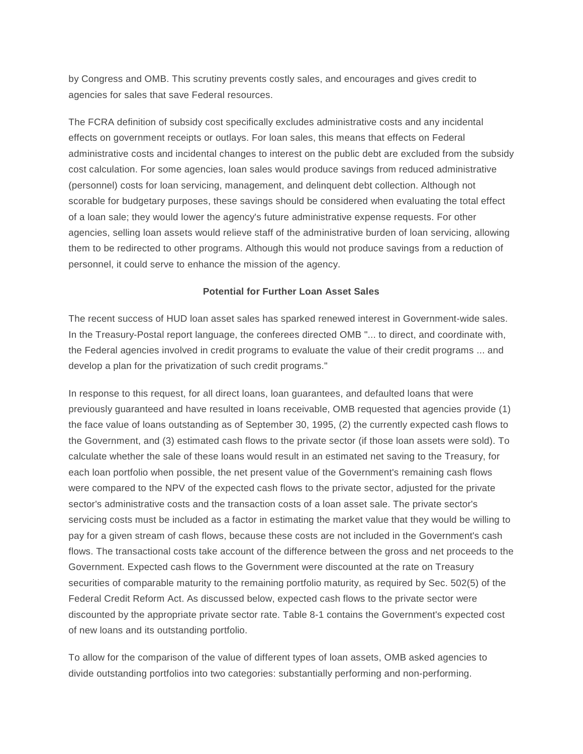by Congress and OMB. This scrutiny prevents costly sales, and encourages and gives credit to agencies for sales that save Federal resources.

The FCRA definition of subsidy cost specifically excludes administrative costs and any incidental effects on government receipts or outlays. For loan sales, this means that effects on Federal administrative costs and incidental changes to interest on the public debt are excluded from the subsidy cost calculation. For some agencies, loan sales would produce savings from reduced administrative (personnel) costs for loan servicing, management, and delinquent debt collection. Although not scorable for budgetary purposes, these savings should be considered when evaluating the total effect of a loan sale; they would lower the agency's future administrative expense requests. For other agencies, selling loan assets would relieve staff of the administrative burden of loan servicing, allowing them to be redirected to other programs. Although this would not produce savings from a reduction of personnel, it could serve to enhance the mission of the agency.

### Potential for Further Loan Asset Sales

The recent success of HUD loan asset sales has sparked renewed interest in Government-wide sales. In the Treasury-Postal report language, the conferees directed OMB "... to direct, and coordinate with, the Federal agencies involved in credit programs to evaluate the value of their credit programs ... and develop a plan for the privatization of such credit programs."

In response to this request, for all direct loans, loan guarantees, and defaulted loans that were previously guaranteed and have resulted in loans receivable, OMB requested that agencies provide (1) the face value of loans outstanding as of September 30, 1995, (2) the currently expected cash flows to the Government, and (3) estimated cash flows to the private sector (if those loan assets were sold). To calculate whether the sale of these loans would result in an estimated net saving to the Treasury, for each loan portfolio when possible, the net present value of the Government's remaining cash flows were compared to the NPV of the expected cash flows to the private sector, adjusted for the private sector's administrative costs and the transaction costs of a loan asset sale. The private sector's servicing costs must be included as a factor in estimating the market value that they would be willing to pay for a given stream of cash flows, because these costs are not included in the Government's cash flows. The transactional costs take account of the difference between the gross and net proceeds to the Government. Expected cash flows to the Government were discounted at the rate on Treasury securities of comparable maturity to the remaining portfolio maturity, as required by Sec. 502(5) of the Federal Credit Reform Act. As discussed below, expected cash flows to the private sector were discounted by the appropriate private sector rate. Table 8-1 contains the Government's expected cost of new loans and its outstanding portfolio.

To allow for the comparison of the value of different types of loan assets, OMB asked agencies to divide outstanding portfolios into two categories: substantially performing and non-performing.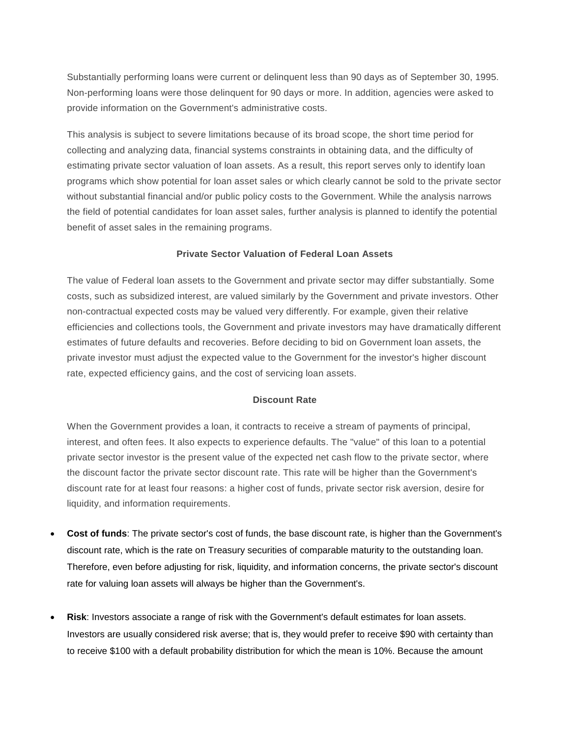Substantially performing loans were current or delinquent less than 90 days as of September 30, 1995. Non-performing loans were those delinquent for 90 days or more. In addition, agencies were asked to provide information on the Government's administrative costs.

This analysis is subject to severe limitations because of its broad scope, the short time period for collecting and analyzing data, financial systems constraints in obtaining data, and the difficulty of estimating private sector valuation of loan assets. As a result, this report serves only to identify loan programs which show potential for loan asset sales or which clearly cannot be sold to the private sector without substantial financial and/or public policy costs to the Government. While the analysis narrows the field of potential candidates for loan asset sales, further analysis is planned to identify the potential benefit of asset sales in the remaining programs.

### Private Sector Valuation of Federal Loan Assets

The value of Federal loan assets to the Government and private sector may differ substantially. Some costs, such as subsidized interest, are valued similarly by the Government and private investors. Other non-contractual expected costs may be valued very differently. For example, given their relative efficiencies and collections tools, the Government and private investors may have dramatically different estimates of future defaults and recoveries. Before deciding to bid on Government loan assets, the private investor must adjust the expected value to the Government for the investor's higher discount rate, expected efficiency gains, and the cost of servicing loan assets.

### Discount Rate

When the Government provides a loan, it contracts to receive a stream of payments of principal, interest, and often fees. It also expects to experience defaults. The "value" of this loan to a potential private sector investor is the present value of the expected net cash flow to the private sector, where the discount factor the private sector discount rate. This rate will be higher than the Government's discount rate for at least four reasons: a higher cost of funds, private sector risk aversion, desire for liquidity, and information requirements.

- **Cost of funds**: The private sector's cost of funds, the base discount rate, is higher than the Government's discount rate, which is the rate on Treasury securities of comparable maturity to the outstanding loan. Therefore, even before adjusting for risk, liquidity, and information concerns, the private sector's discount rate for valuing loan assets will always be higher than the Government's.

- **Risk**: Investors associate a range of risk with the Government's default estimates for loan assets. Investors are usually considered risk averse; that is, they would prefer to receive $90 with certainty than to receive $100 with a default probability distribution for which the mean is 10%. Because the amount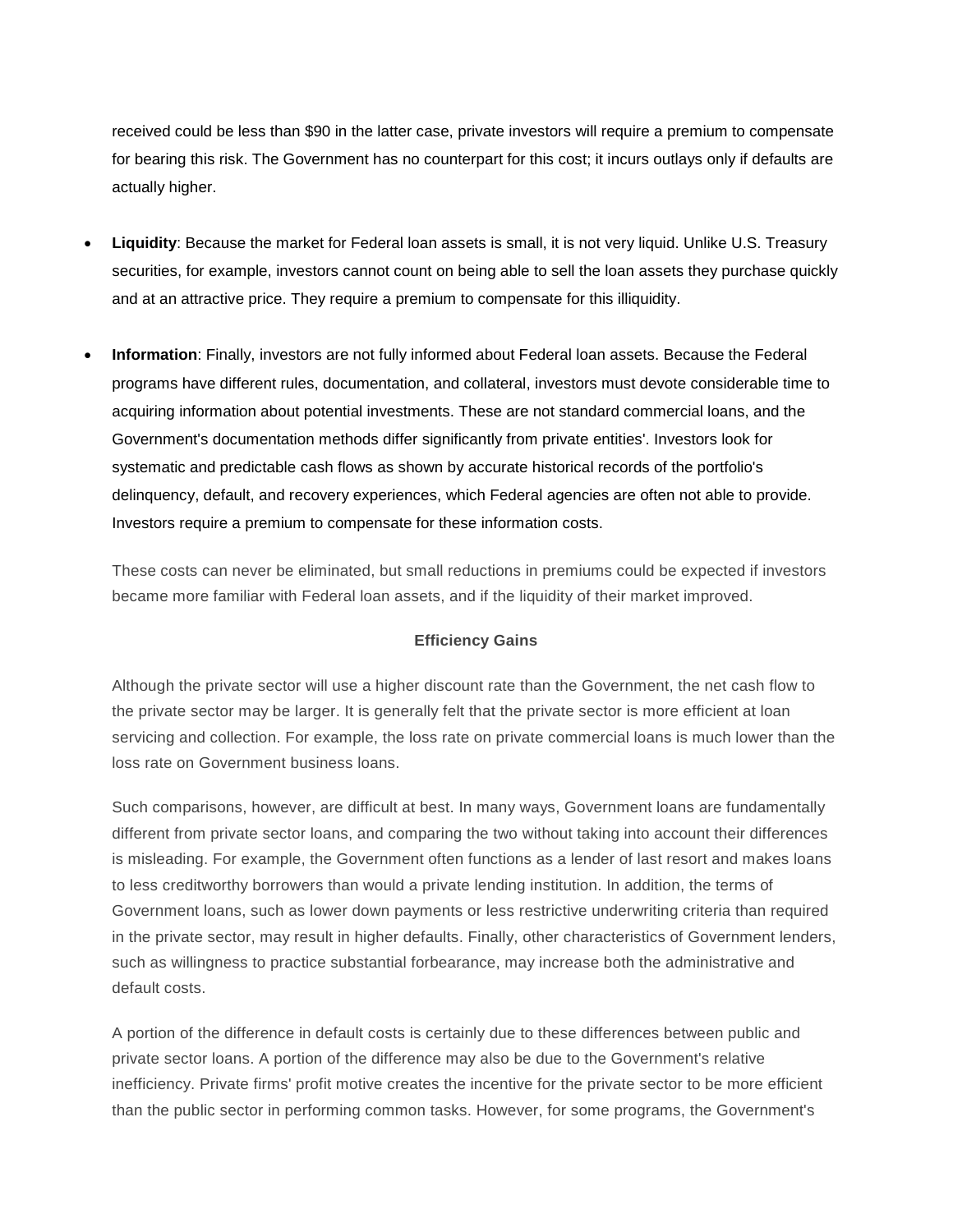received could be less than $90 in the latter case, private investors will require a premium to compensate for bearing this risk. The Government has no counterpart for this cost; it incurs outlays only if defaults are actually higher.

- **Liquidity**: Because the market for Federal loan assets is small, it is not very liquid. Unlike U.S. Treasury securities, for example, investors cannot count on being able to sell the loan assets they purchase quickly and at an attractive price. They require a premium to compensate for this illiquidity.

- **Information**: Finally, investors are not fully informed about Federal loan assets. Because the Federal programs have different rules, documentation, and collateral, investors must devote considerable time to acquiring information about potential investments. These are not standard commercial loans, and the Government's documentation methods differ significantly from private entities'. Investors look for systematic and predictable cash flows as shown by accurate historical records of the portfolio's delinquency, default, and recovery experiences, which Federal agencies are often not able to provide. Investors require a premium to compensate for these information costs.

These costs can never be eliminated, but small reductions in premiums could be expected if investors became more familiar with Federal loan assets, and if the liquidity of their market improved.

**Efficiency Gains**

Although the private sector will use a higher discount rate than the Government, the net cash flow to the private sector may be larger. It is generally felt that the private sector is more efficient at loan servicing and collection. For example, the loss rate on private commercial loans is much lower than the loss rate on Government business loans.

Such comparisons, however, are difficult at best. In many ways, Government loans are fundamentally different from private sector loans, and comparing the two without taking into account their differences is misleading. For example, the Government often functions as a lender of last resort and makes loans to less creditworthy borrowers than would a private lending institution. In addition, the terms of Government loans, such as lower down payments or less restrictive underwriting criteria than required in the private sector, may result in higher defaults. Finally, other characteristics of Government lenders, such as willingness to practice substantial forbearance, may increase both the administrative and default costs.

A portion of the difference in default costs is certainly due to these differences between public and private sector loans. A portion of the difference may also be due to the Government's relative inefficiency. Private firms' profit motive creates the incentive for the private sector to be more efficient than the public sector in performing common tasks. However, for some programs, the Government's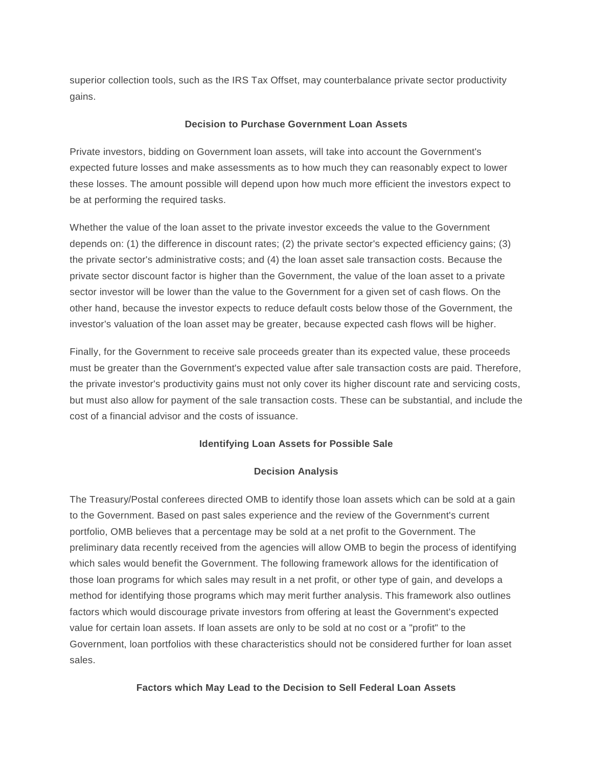superior collection tools, such as the IRS Tax Offset, may counterbalance private sector productivity gains.

### Decision to Purchase Government Loan Assets

Private investors, bidding on Government loan assets, will take into account the Government's expected future losses and make assessments as to how much they can reasonably expect to lower these losses. The amount possible will depend upon how much more efficient the investors expect to be at performing the required tasks.

Whether the value of the loan asset to the private investor exceeds the value to the Government depends on: (1) the difference in discount rates; (2) the private sector's expected efficiency gains; (3) the private sector's administrative costs; and (4) the loan asset sale transaction costs. Because the private sector discount factor is higher than the Government, the value of the loan asset to a private sector investor will be lower than the value to the Government for a given set of cash flows. On the other hand, because the investor expects to reduce default costs below those of the Government, the investor's valuation of the loan asset may be greater, because expected cash flows will be higher.

Finally, for the Government to receive sale proceeds greater than its expected value, these proceeds must be greater than the Government's expected value after sale transaction costs are paid. Therefore, the private investor's productivity gains must not only cover its higher discount rate and servicing costs, but must also allow for payment of the sale transaction costs. These can be substantial, and include the cost of a financial advisor and the costs of issuance.

### Identifying Loan Assets for Possible Sale

### Decision Analysis

The Treasury/Postal conferees directed OMB to identify those loan assets which can be sold at a gain to the Government. Based on past sales experience and the review of the Government's current portfolio, OMB believes that a percentage may be sold at a net profit to the Government. The preliminary data recently received from the agencies will allow OMB to begin the process of identifying which sales would benefit the Government. The following framework allows for the identification of those loan programs for which sales may result in a net profit, or other type of gain, and develops a method for identifying those programs which may merit further analysis. This framework also outlines factors which would discourage private investors from offering at least the Government's expected value for certain loan assets. If loan assets are only to be sold at no cost or a "profit" to the Government, loan portfolios with these characteristics should not be considered further for loan asset sales.

### Factors which May Lead to the Decision to Sell Federal Loan Assets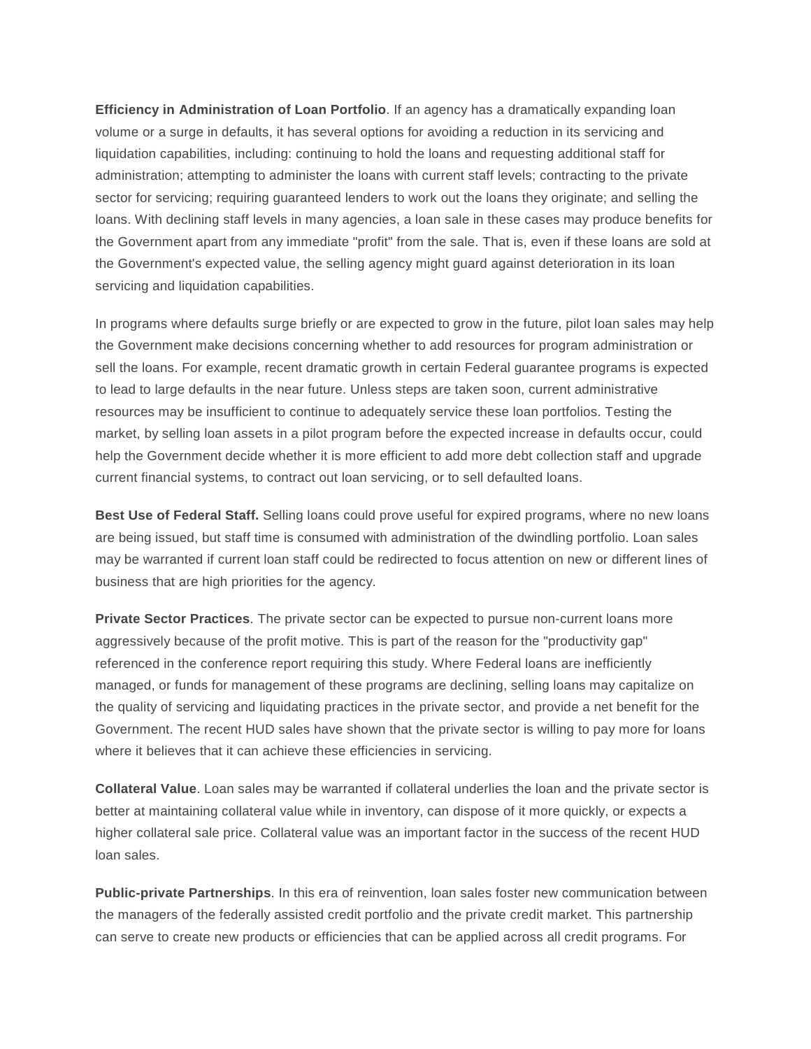**Efficiency in Administration of Loan Portfolio**. If an agency has a dramatically expanding loan volume or a surge in defaults, it has several options for avoiding a reduction in its servicing and liquidation capabilities, including: continuing to hold the loans and requesting additional staff for administration; attempting to administer the loans with current staff levels; contracting to the private sector for servicing; requiring guaranteed lenders to work out the loans they originate; and selling the loans. With declining staff levels in many agencies, a loan sale in these cases may produce benefits for the Government apart from any immediate "profit" from the sale. That is, even if these loans are sold at the Government's expected value, the selling agency might guard against deterioration in its loan servicing and liquidation capabilities.

In programs where defaults surge briefly or are expected to grow in the future, pilot loan sales may help the Government make decisions concerning whether to add resources for program administration or sell the loans. For example, recent dramatic growth in certain Federal guarantee programs is expected to lead to large defaults in the near future. Unless steps are taken soon, current administrative resources may be insufficient to continue to adequately service these loan portfolios. Testing the market, by selling loan assets in a pilot program before the expected increase in defaults occur, could help the Government decide whether it is more efficient to add more debt collection staff and upgrade current financial systems, to contract out loan servicing, or to sell defaulted loans.

**Best Use of Federal Staff.** Selling loans could prove useful for expired programs, where no new loans are being issued, but staff time is consumed with administration of the dwindling portfolio. Loan sales may be warranted if current loan staff could be redirected to focus attention on new or different lines of business that are high priorities for the agency.

**Private Sector Practices**. The private sector can be expected to pursue non-current loans more aggressively because of the profit motive. This is part of the reason for the "productivity gap" referenced in the conference report requiring this study. Where Federal loans are inefficiently managed, or funds for management of these programs are declining, selling loans may capitalize on the quality of servicing and liquidating practices in the private sector, and provide a net benefit for the Government. The recent HUD sales have shown that the private sector is willing to pay more for loans where it believes that it can achieve these efficiencies in servicing.

**Collateral Value**. Loan sales may be warranted if collateral underlies the loan and the private sector is better at maintaining collateral value while in inventory, can dispose of it more quickly, or expects a higher collateral sale price. Collateral value was an important factor in the success of the recent HUD loan sales.

**Public-private Partnerships**. In this era of reinvention, loan sales foster new communication between the managers of the federally assisted credit portfolio and the private credit market. This partnership can serve to create new products or efficiencies that can be applied across all credit programs. For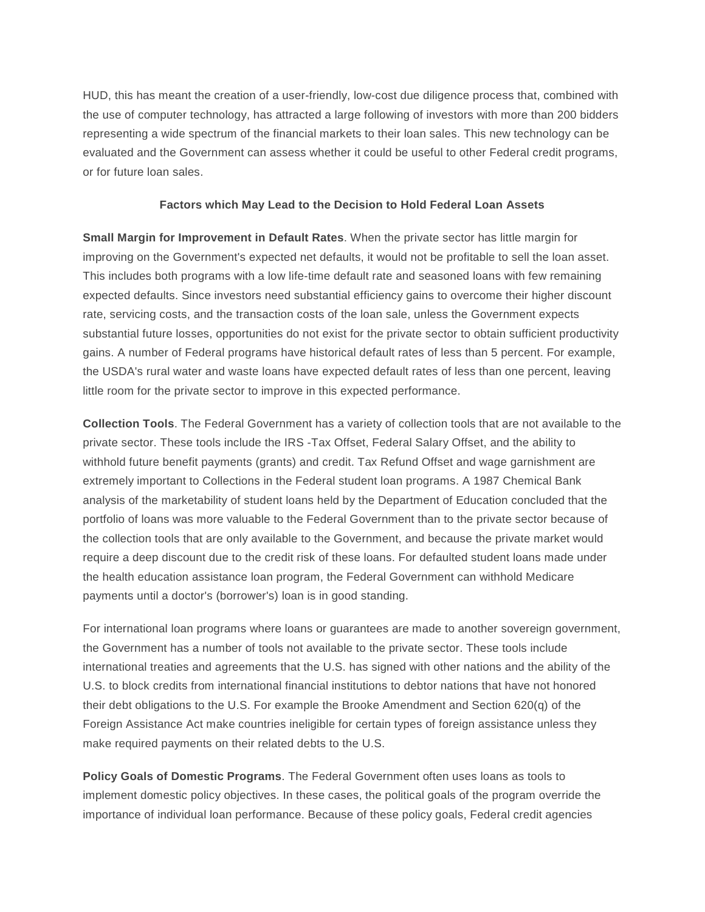HUD, this has meant the creation of a user-friendly, low-cost due diligence process that, combined with the use of computer technology, has attracted a large following of investors with more than 200 bidders representing a wide spectrum of the financial markets to their loan sales. This new technology can be evaluated and the Government can assess whether it could be useful to other Federal credit programs, or for future loan sales.

### Factors which May Lead to the Decision to Hold Federal Loan Assets

**Small Margin for Improvement in Default Rates**. When the private sector has little margin for improving on the Government's expected net defaults, it would not be profitable to sell the loan asset. This includes both programs with a low life-time default rate and seasoned loans with few remaining expected defaults. Since investors need substantial efficiency gains to overcome their higher discount rate, servicing costs, and the transaction costs of the loan sale, unless the Government expects substantial future losses, opportunities do not exist for the private sector to obtain sufficient productivity gains. A number of Federal programs have historical default rates of less than 5 percent. For example, the USDA's rural water and waste loans have expected default rates of less than one percent, leaving little room for the private sector to improve in this expected performance.

**Collection Tools**. The Federal Government has a variety of collection tools that are not available to the private sector. These tools include the IRS -Tax Offset, Federal Salary Offset, and the ability to withhold future benefit payments (grants) and credit. Tax Refund Offset and wage garnishment are extremely important to Collections in the Federal student loan programs. A 1987 Chemical Bank analysis of the marketability of student loans held by the Department of Education concluded that the portfolio of loans was more valuable to the Federal Government than to the private sector because of the collection tools that are only available to the Government, and because the private market would require a deep discount due to the credit risk of these loans. For defaulted student loans made under the health education assistance loan program, the Federal Government can withhold Medicare payments until a doctor's (borrower's) loan is in good standing.

For international loan programs where loans or guarantees are made to another sovereign government, the Government has a number of tools not available to the private sector. These tools include international treaties and agreements that the U.S. has signed with other nations and the ability of the U.S. to block credits from international financial institutions to debtor nations that have not honored their debt obligations to the U.S. For example the Brooke Amendment and Section 620(q) of the Foreign Assistance Act make countries ineligible for certain types of foreign assistance unless they make required payments on their related debts to the U.S.

**Policy Goals of Domestic Programs**. The Federal Government often uses loans as tools to implement domestic policy objectives. In these cases, the political goals of the program override the importance of individual loan performance. Because of these policy goals, Federal credit agencies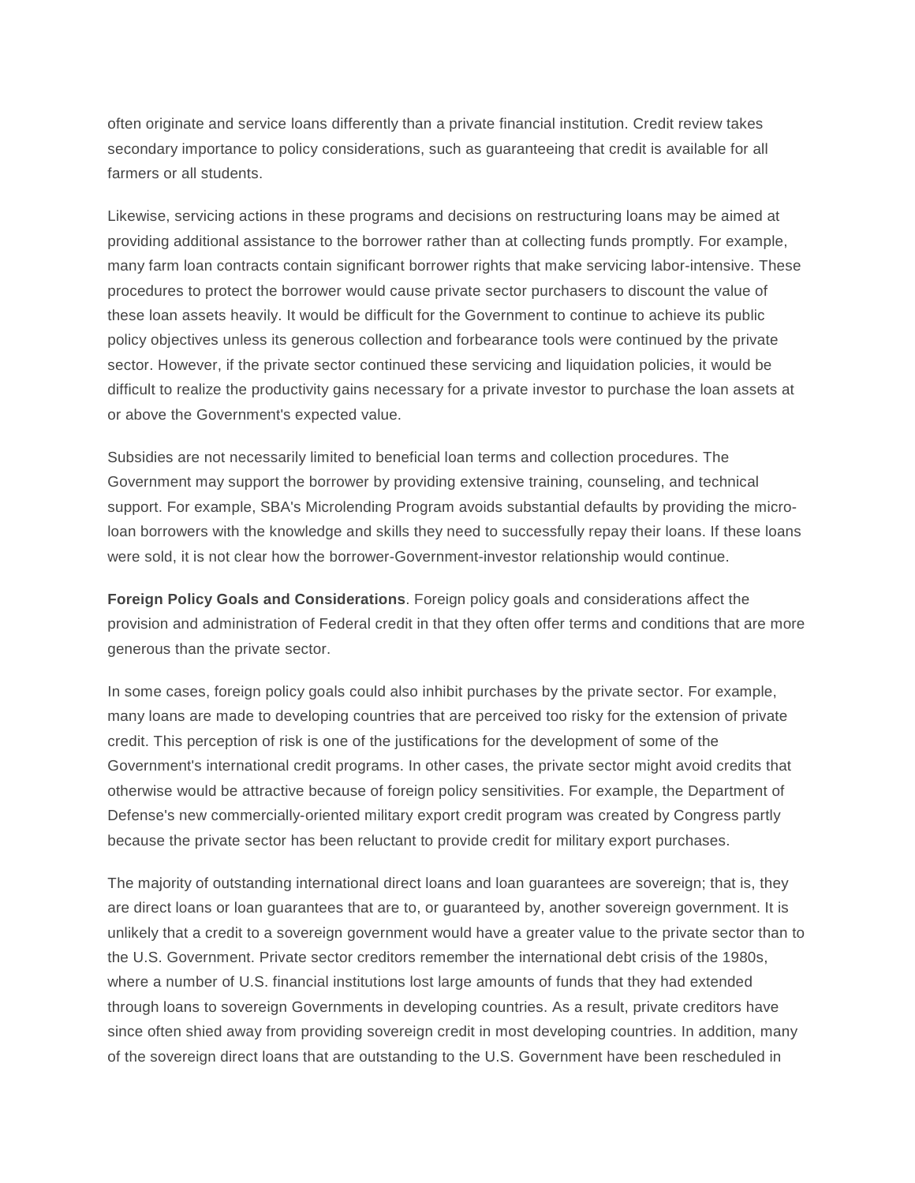often originate and service loans differently than a private financial institution. Credit review takes secondary importance to policy considerations, such as guaranteeing that credit is available for all farmers or all students.

Likewise, servicing actions in these programs and decisions on restructuring loans may be aimed at providing additional assistance to the borrower rather than at collecting funds promptly. For example, many farm loan contracts contain significant borrower rights that make servicing labor-intensive. These procedures to protect the borrower would cause private sector purchasers to discount the value of these loan assets heavily. It would be difficult for the Government to continue to achieve its public policy objectives unless its generous collection and forbearance tools were continued by the private sector. However, if the private sector continued these servicing and liquidation policies, it would be difficult to realize the productivity gains necessary for a private investor to purchase the loan assets at or above the Government's expected value.

Subsidies are not necessarily limited to beneficial loan terms and collection procedures. The Government may support the borrower by providing extensive training, counseling, and technical support. For example, SBA's Microlending Program avoids substantial defaults by providing the micro-loan borrowers with the knowledge and skills they need to successfully repay their loans. If these loans were sold, it is not clear how the borrower-Government-investor relationship would continue.

**Foreign Policy Goals and Considerations**. Foreign policy goals and considerations affect the provision and administration of Federal credit in that they often offer terms and conditions that are more generous than the private sector.

In some cases, foreign policy goals could also inhibit purchases by the private sector. For example, many loans are made to developing countries that are perceived too risky for the extension of private credit. This perception of risk is one of the justifications for the development of some of the Government's international credit programs. In other cases, the private sector might avoid credits that otherwise would be attractive because of foreign policy sensitivities. For example, the Department of Defense's new commercially-oriented military export credit program was created by Congress partly because the private sector has been reluctant to provide credit for military export purchases.

The majority of outstanding international direct loans and loan guarantees are sovereign; that is, they are direct loans or loan guarantees that are to, or guaranteed by, another sovereign government. It is unlikely that a credit to a sovereign government would have a greater value to the private sector than to the U.S. Government. Private sector creditors remember the international debt crisis of the 1980s, where a number of U.S. financial institutions lost large amounts of funds that they had extended through loans to sovereign Governments in developing countries. As a result, private creditors have since often shied away from providing sovereign credit in most developing countries. In addition, many of the sovereign direct loans that are outstanding to the U.S. Government have been rescheduled in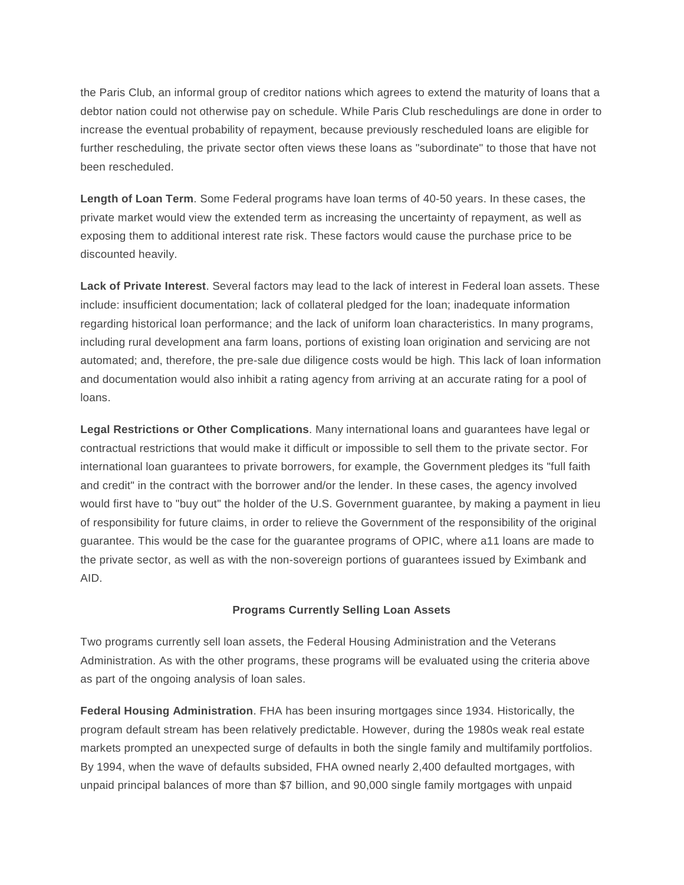the Paris Club, an informal group of creditor nations which agrees to extend the maturity of loans that a debtor nation could not otherwise pay on schedule. While Paris Club reschedulings are done in order to increase the eventual probability of repayment, because previously rescheduled loans are eligible for further rescheduling, the private sector often views these loans as "subordinate" to those that have not been rescheduled.

**Length of Loan Term**. Some Federal programs have loan terms of 40-50 years. In these cases, the private market would view the extended term as increasing the uncertainty of repayment, as well as exposing them to additional interest rate risk. These factors would cause the purchase price to be discounted heavily.

**Lack of Private Interest**. Several factors may lead to the lack of interest in Federal loan assets. These include: insufficient documentation; lack of collateral pledged for the loan; inadequate information regarding historical loan performance; and the lack of uniform loan characteristics. In many programs, including rural development ana farm loans, portions of existing loan origination and servicing are not automated; and, therefore, the pre-sale due diligence costs would be high. This lack of loan information and documentation would also inhibit a rating agency from arriving at an accurate rating for a pool of loans.

**Legal Restrictions or Other Complications**. Many international loans and guarantees have legal or contractual restrictions that would make it difficult or impossible to sell them to the private sector. For international loan guarantees to private borrowers, for example, the Government pledges its "full faith and credit" in the contract with the borrower and/or the lender. In these cases, the agency involved would first have to "buy out" the holder of the U.S. Government guarantee, by making a payment in lieu of responsibility for future claims, in order to relieve the Government of the responsibility of the original guarantee. This would be the case for the guarantee programs of OPIC, where a11 loans are made to the private sector, as well as with the non-sovereign portions of guarantees issued by Eximbank and AID.

**Programs Currently Selling Loan Assets**

Two programs currently sell loan assets, the Federal Housing Administration and the Veterans Administration. As with the other programs, these programs will be evaluated using the criteria above as part of the ongoing analysis of loan sales.

**Federal Housing Administration**. FHA has been insuring mortgages since 1934. Historically, the program default stream has been relatively predictable. However, during the 1980s weak real estate markets prompted an unexpected surge of defaults in both the single family and multifamily portfolios. By 1994, when the wave of defaults subsided, FHA owned nearly 2,400 defaulted mortgages, with unpaid principal balances of more than $7 billion, and 90,000 single family mortgages with unpaid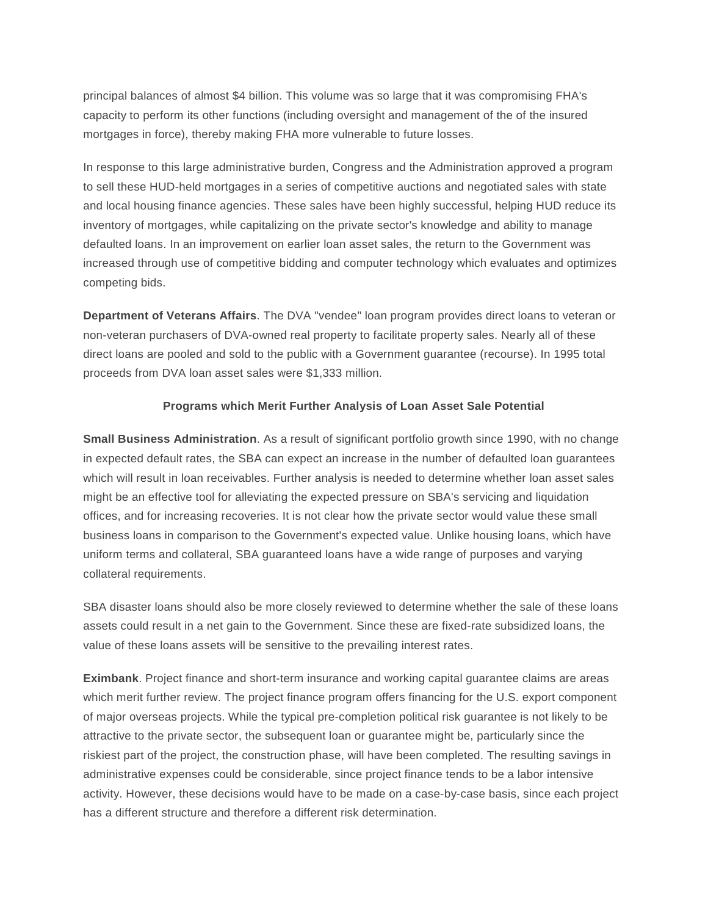principal balances of almost $4 billion. This volume was so large that it was compromising FHA's capacity to perform its other functions (including oversight and management of the of the insured mortgages in force), thereby making FHA more vulnerable to future losses.

In response to this large administrative burden, Congress and the Administration approved a program to sell these HUD-held mortgages in a series of competitive auctions and negotiated sales with state and local housing finance agencies. These sales have been highly successful, helping HUD reduce its inventory of mortgages, while capitalizing on the private sector's knowledge and ability to manage defaulted loans. In an improvement on earlier loan asset sales, the return to the Government was increased through use of competitive bidding and computer technology which evaluates and optimizes competing bids.

**Department of Veterans Affairs**. The DVA "vendee" loan program provides direct loans to veteran or non-veteran purchasers of DVA-owned real property to facilitate property sales. Nearly all of these direct loans are pooled and sold to the public with a Government guarantee (recourse). In 1995 total proceeds from DVA loan asset sales were $1,333 million.

**Programs which Merit Further Analysis of Loan Asset Sale Potential**

**Small Business Administration**. As a result of significant portfolio growth since 1990, with no change in expected default rates, the SBA can expect an increase in the number of defaulted loan guarantees which will result in loan receivables. Further analysis is needed to determine whether loan asset sales might be an effective tool for alleviating the expected pressure on SBA's servicing and liquidation offices, and for increasing recoveries. It is not clear how the private sector would value these small business loans in comparison to the Government's expected value. Unlike housing loans, which have uniform terms and collateral, SBA guaranteed loans have a wide range of purposes and varying collateral requirements.

SBA disaster loans should also be more closely reviewed to determine whether the sale of these loans assets could result in a net gain to the Government. Since these are fixed-rate subsidized loans, the value of these loans assets will be sensitive to the prevailing interest rates.

**Eximbank**. Project finance and short-term insurance and working capital guarantee claims are areas which merit further review. The project finance program offers financing for the U.S. export component of major overseas projects. While the typical pre-completion political risk guarantee is not likely to be attractive to the private sector, the subsequent loan or guarantee might be, particularly since the riskiest part of the project, the construction phase, will have been completed. The resulting savings in administrative expenses could be considerable, since project finance tends to be a labor intensive activity. However, these decisions would have to be made on a case-by-case basis, since each project has a different structure and therefore a different risk determination.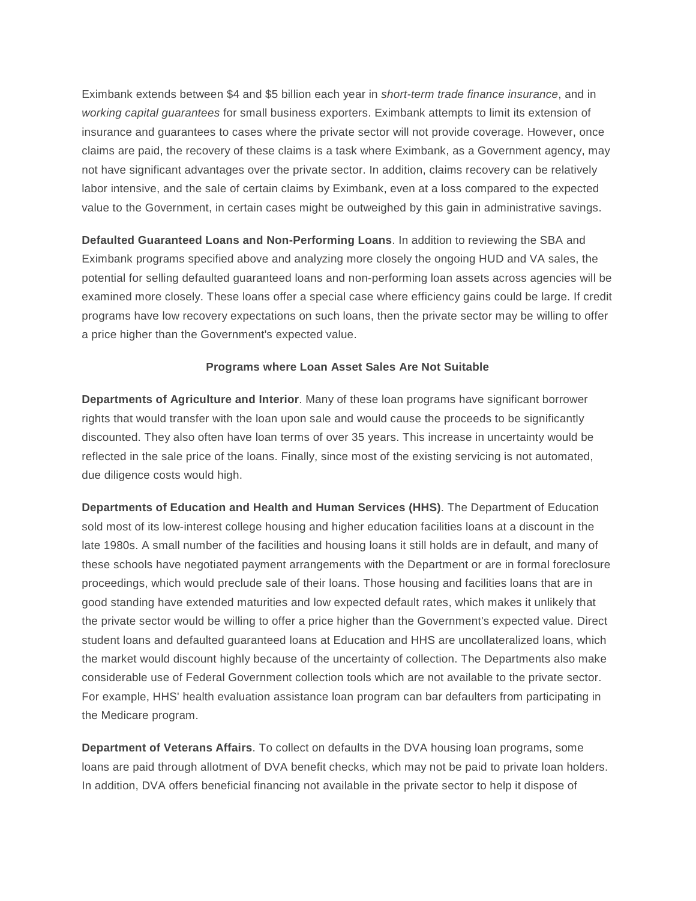Eximbank extends between $4 and $5 billion each year in *short-term trade finance insurance*, and in *working capital guarantees* for small business exporters. Eximbank attempts to limit its extension of insurance and guarantees to cases where the private sector will not provide coverage. However, once claims are paid, the recovery of these claims is a task where Eximbank, as a Government agency, may not have significant advantages over the private sector. In addition, claims recovery can be relatively labor intensive, and the sale of certain claims by Eximbank, even at a loss compared to the expected value to the Government, in certain cases might be outweighed by this gain in administrative savings.

**Defaulted Guaranteed Loans and Non-Performing Loans**. In addition to reviewing the SBA and Eximbank programs specified above and analyzing more closely the ongoing HUD and VA sales, the potential for selling defaulted guaranteed loans and non-performing loan assets across agencies will be examined more closely. These loans offer a special case where efficiency gains could be large. If credit programs have low recovery expectations on such loans, then the private sector may be willing to offer a price higher than the Government's expected value.

**Programs where Loan Asset Sales Are Not Suitable**

**Departments of Agriculture and Interior**. Many of these loan programs have significant borrower rights that would transfer with the loan upon sale and would cause the proceeds to be significantly discounted. They also often have loan terms of over 35 years. This increase in uncertainty would be reflected in the sale price of the loans. Finally, since most of the existing servicing is not automated, due diligence costs would high.

**Departments of Education and Health and Human Services (HHS)**. The Department of Education sold most of its low-interest college housing and higher education facilities loans at a discount in the late 1980s. A small number of the facilities and housing loans it still holds are in default, and many of these schools have negotiated payment arrangements with the Department or are in formal foreclosure proceedings, which would preclude sale of their loans. Those housing and facilities loans that are in good standing have extended maturities and low expected default rates, which makes it unlikely that the private sector would be willing to offer a price higher than the Government's expected value. Direct student loans and defaulted guaranteed loans at Education and HHS are uncollateralized loans, which the market would discount highly because of the uncertainty of collection. The Departments also make considerable use of Federal Government collection tools which are not available to the private sector. For example, HHS' health evaluation assistance loan program can bar defaulters from participating in the Medicare program.

**Department of Veterans Affairs**. To collect on defaults in the DVA housing loan programs, some loans are paid through allotment of DVA benefit checks, which may not be paid to private loan holders. In addition, DVA offers beneficial financing not available in the private sector to help it dispose of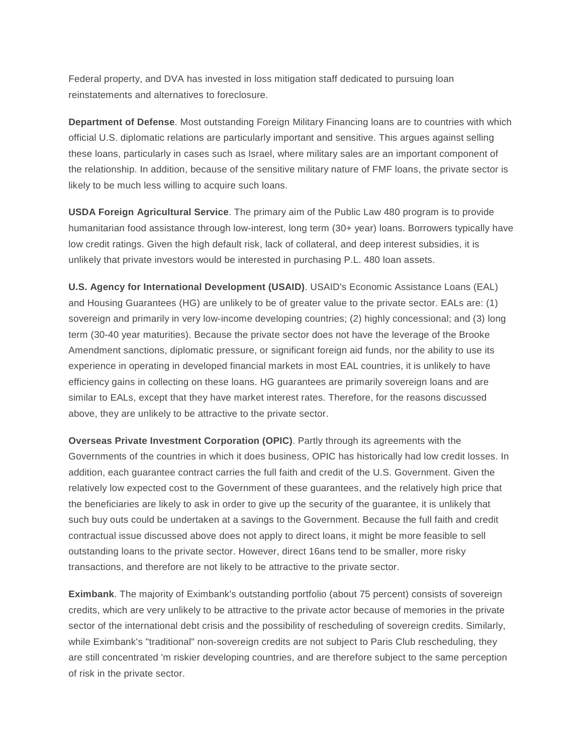Federal property, and DVA has invested in loss mitigation staff dedicated to pursuing loan reinstatements and alternatives to foreclosure.

**Department of Defense**. Most outstanding Foreign Military Financing loans are to countries with which official U.S. diplomatic relations are particularly important and sensitive. This argues against selling these loans, particularly in cases such as Israel, where military sales are an important component of the relationship. In addition, because of the sensitive military nature of FMF loans, the private sector is likely to be much less willing to acquire such loans.

**USDA Foreign Agricultural Service**. The primary aim of the Public Law 480 program is to provide humanitarian food assistance through low-interest, long term (30+ year) loans. Borrowers typically have low credit ratings. Given the high default risk, lack of collateral, and deep interest subsidies, it is unlikely that private investors would be interested in purchasing P.L. 480 loan assets.

**U.S. Agency for International Development (USAID)**. USAID's Economic Assistance Loans (EAL) and Housing Guarantees (HG) are unlikely to be of greater value to the private sector. EALs are: (1) sovereign and primarily in very low-income developing countries; (2) highly concessional; and (3) long term (30-40 year maturities). Because the private sector does not have the leverage of the Brooke Amendment sanctions, diplomatic pressure, or significant foreign aid funds, nor the ability to use its experience in operating in developed financial markets in most EAL countries, it is unlikely to have efficiency gains in collecting on these loans. HG guarantees are primarily sovereign loans and are similar to EALs, except that they have market interest rates. Therefore, for the reasons discussed above, they are unlikely to be attractive to the private sector.

**Overseas Private Investment Corporation (OPIC)**. Partly through its agreements with the Governments of the countries in which it does business, OPIC has historically had low credit losses. In addition, each guarantee contract carries the full faith and credit of the U.S. Government. Given the relatively low expected cost to the Government of these guarantees, and the relatively high price that the beneficiaries are likely to ask in order to give up the security of the guarantee, it is unlikely that such buy outs could be undertaken at a savings to the Government. Because the full faith and credit contractual issue discussed above does not apply to direct loans, it might be more feasible to sell outstanding loans to the private sector. However, direct 16ans tend to be smaller, more risky transactions, and therefore are not likely to be attractive to the private sector.

**Eximbank**. The majority of Eximbank's outstanding portfolio (about 75 percent) consists of sovereign credits, which are very unlikely to be attractive to the private actor because of memories in the private sector of the international debt crisis and the possibility of rescheduling of sovereign credits. Similarly, while Eximbank's "traditional" non-sovereign credits are not subject to Paris Club rescheduling, they are still concentrated 'm riskier developing countries, and are therefore subject to the same perception of risk in the private sector.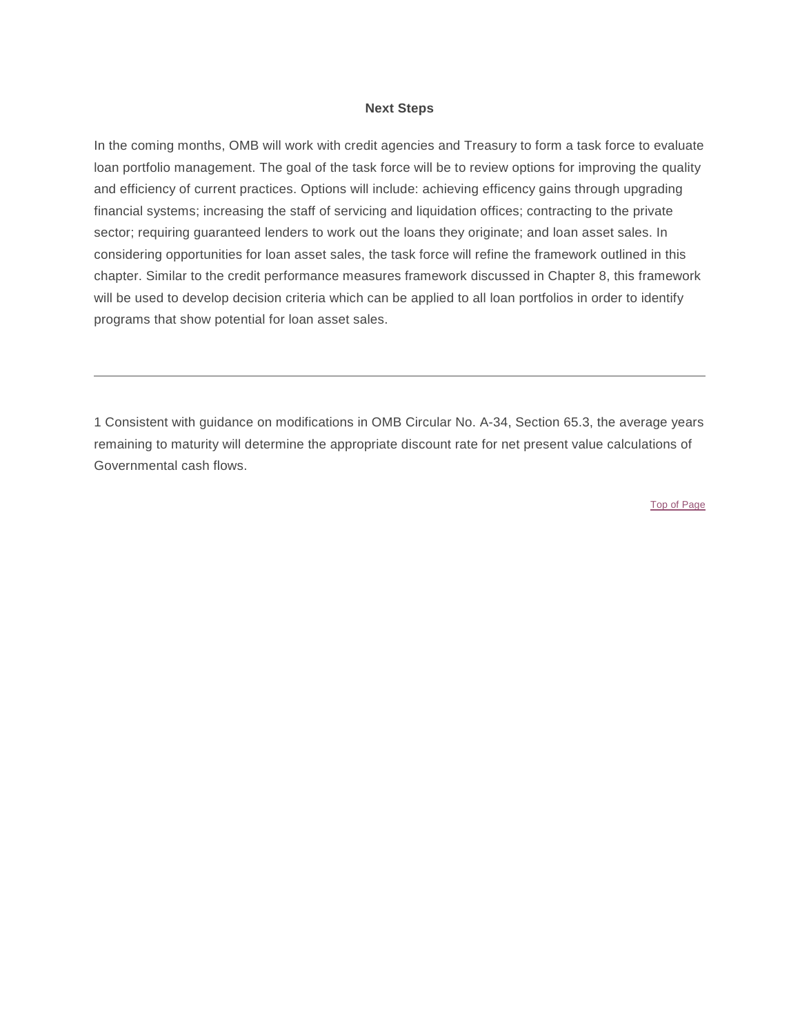## Next Steps

In the coming months, OMB will work with credit agencies and Treasury to form a task force to evaluate loan portfolio management. The goal of the task force will be to review options for improving the quality and efficiency of current practices. Options will include: achieving efficency gains through upgrading financial systems; increasing the staff of servicing and liquidation offices; contracting to the private sector; requiring guaranteed lenders to work out the loans they originate; and loan asset sales. In considering opportunities for loan asset sales, the task force will refine the framework outlined in this chapter. Similar to the credit performance measures framework discussed in Chapter 8, this framework will be used to develop decision criteria which can be applied to all loan portfolios in order to identify programs that show potential for loan asset sales.

---

1 Consistent with guidance on modifications in OMB Circular No. A-34, Section 65.3, the average years remaining to maturity will determine the appropriate discount rate for net present value calculations of Governmental cash flows.

Top of Page